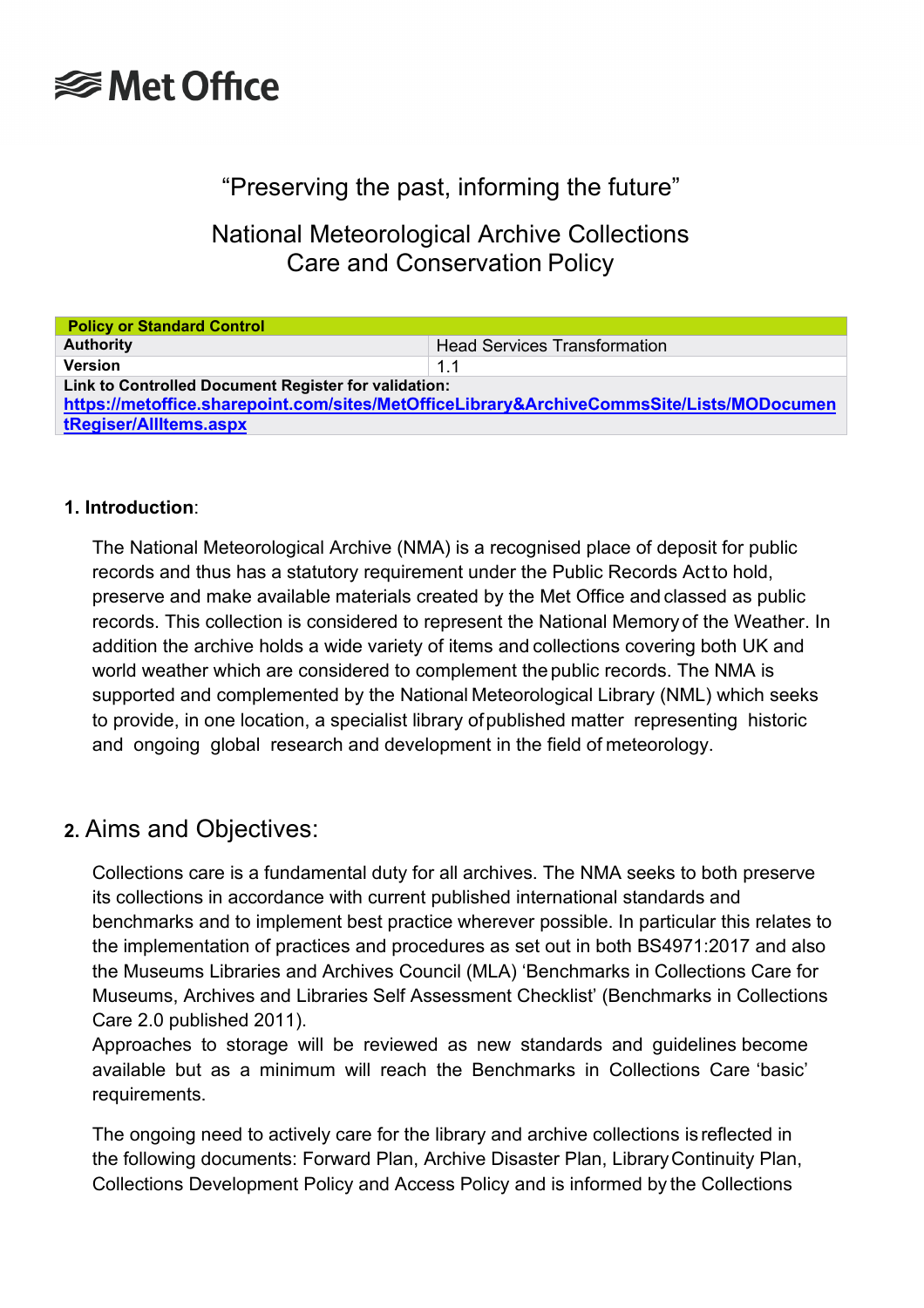Met Office

"Preserving the past, informing the future"

# National Meteorological Archive Collections Care and Conservation Policy

| Policy or Standard Control | |
|---|---|
| **Authority** | Head Services Transformation |
| **Version** | 1.1 |
| **Link to Controlled Document Register for validation:** [https://metoffice.sharepoint.com/sites/MetOfficeLibrary&ArchiveCommsSite/Lists/MODocumentRegiser/AllItems.aspx](https://metoffice.sharepoint.com/sites/MetOfficeLibrary&ArchiveCommsSite/Lists/MODocumentRegiser/AllItems.aspx) | |

## 1. Introduction:

The National Meteorological Archive (NMA) is a recognised place of deposit for public records and thus has a statutory requirement under the Public Records Act to hold, preserve and make available materials created by the Met Office and classed as public records. This collection is considered to represent the National Memory of the Weather. In addition the archive holds a wide variety of items and collections covering both UK and world weather which are considered to complement the public records. The NMA is supported and complemented by the National Meteorological Library (NML) which seeks to provide, in one location, a specialist library of published matter representing historic and ongoing global research and development in the field of meteorology.

## 2. Aims and Objectives:

Collections care is a fundamental duty for all archives. The NMA seeks to both preserve its collections in accordance with current published international standards and benchmarks and to implement best practice wherever possible. In particular this relates to the implementation of practices and procedures as set out in both BS4971:2017 and also the Museums Libraries and Archives Council (MLA) 'Benchmarks in Collections Care for Museums, Archives and Libraries Self Assessment Checklist' (Benchmarks in Collections Care 2.0 published 2011).
Approaches to storage will be reviewed as new standards and guidelines become available but as a minimum will reach the Benchmarks in Collections Care 'basic' requirements.

The ongoing need to actively care for the library and archive collections is reflected in the following documents: Forward Plan, Archive Disaster Plan, Library Continuity Plan, Collections Development Policy and Access Policy and is informed by the Collections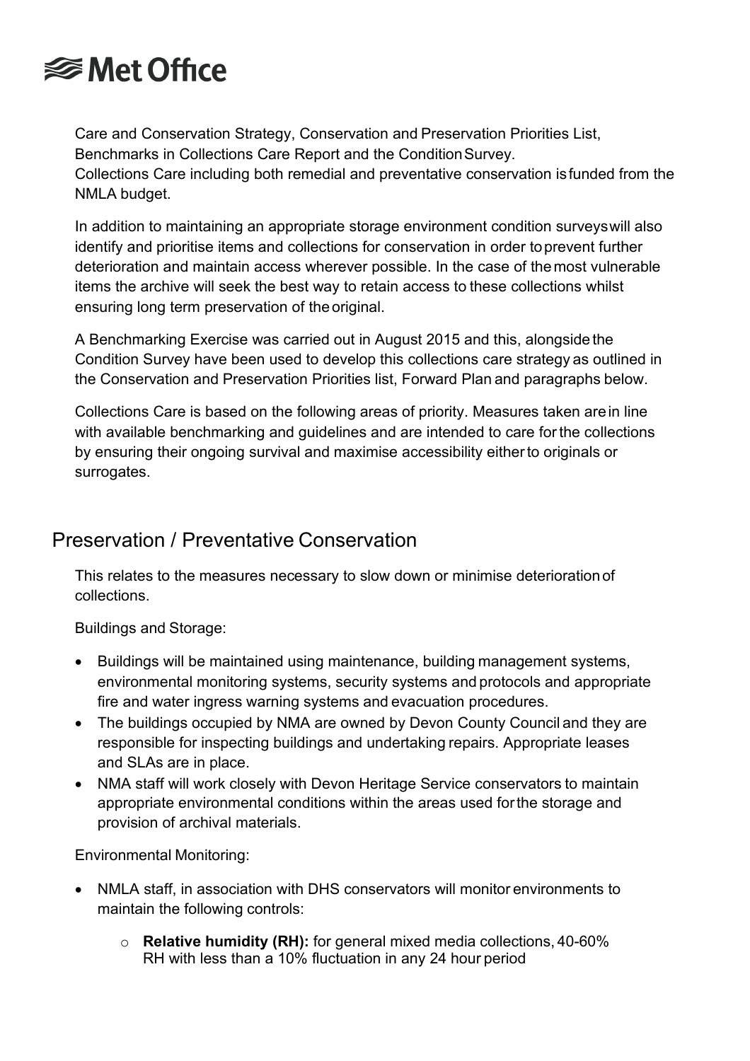Care and Conservation Strategy, Conservation and Preservation Priorities List, Benchmarks in Collections Care Report and the Condition Survey.
Collections Care including both remedial and preventative conservation is funded from the NMLA budget.

In addition to maintaining an appropriate storage environment condition surveys will also identify and prioritise items and collections for conservation in order to prevent further deterioration and maintain access wherever possible. In the case of the most vulnerable items the archive will seek the best way to retain access to these collections whilst ensuring long term preservation of the original.

A Benchmarking Exercise was carried out in August 2015 and this, alongside the Condition Survey have been used to develop this collections care strategy as outlined in the Conservation and Preservation Priorities list, Forward Plan and paragraphs below.

Collections Care is based on the following areas of priority. Measures taken are in line with available benchmarking and guidelines and are intended to care for the collections by ensuring their ongoing survival and maximise accessibility either to originals or surrogates.

## Preservation / Preventative Conservation

This relates to the measures necessary to slow down or minimise deterioration of collections.

Buildings and Storage:

- Buildings will be maintained using maintenance, building management systems, environmental monitoring systems, security systems and protocols and appropriate fire and water ingress warning systems and evacuation procedures.
- The buildings occupied by NMA are owned by Devon County Council and they are responsible for inspecting buildings and undertaking repairs. Appropriate leases and SLAs are in place.
- NMA staff will work closely with Devon Heritage Service conservators to maintain appropriate environmental conditions within the areas used for the storage and provision of archival materials.

Environmental Monitoring:

- NMLA staff, in association with DHS conservators will monitor environments to maintain the following controls:
    - **Relative humidity (RH):** for general mixed media collections, 40-60% RH with less than a 10% fluctuation in any 24 hour period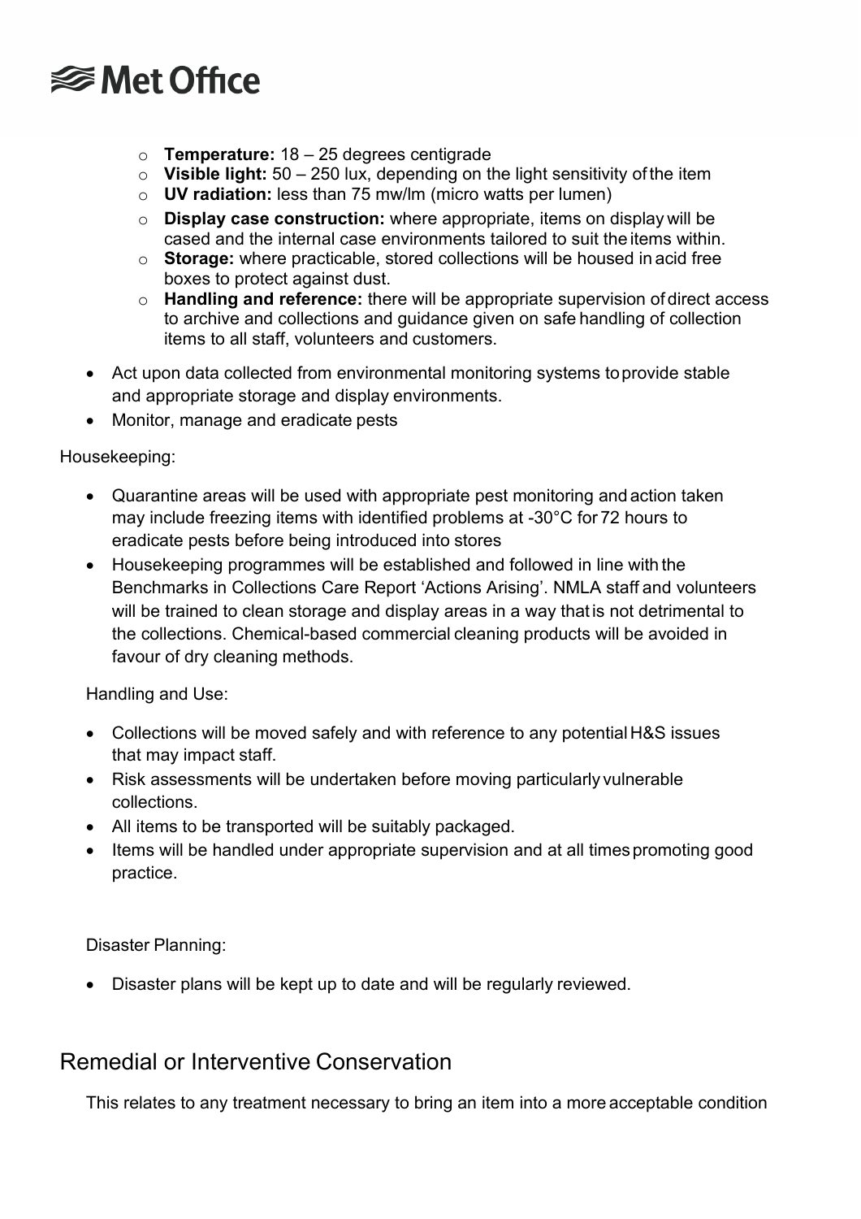- **Temperature:** 18 – 25 degrees centigrade
- **Visible light:** 50 – 250 lux, depending on the light sensitivity of the item
- **UV radiation:** less than 75 mw/lm (micro watts per lumen)
- **Display case construction:** where appropriate, items on display will be cased and the internal case environments tailored to suit the items within.
- **Storage:** where practicable, stored collections will be housed in acid free boxes to protect against dust.
- **Handling and reference:** there will be appropriate supervision of direct access to archive and collections and guidance given on safe handling of collection items to all staff, volunteers and customers.

- Act upon data collected from environmental monitoring systems to provide stable and appropriate storage and display environments.
- Monitor, manage and eradicate pests

Housekeeping:

- Quarantine areas will be used with appropriate pest monitoring and action taken may include freezing items with identified problems at -30°C for 72 hours to eradicate pests before being introduced into stores
- Housekeeping programmes will be established and followed in line with the Benchmarks in Collections Care Report 'Actions Arising'. NMLA staff and volunteers will be trained to clean storage and display areas in a way that is not detrimental to the collections. Chemical-based commercial cleaning products will be avoided in favour of dry cleaning methods.

Handling and Use:

- Collections will be moved safely and with reference to any potential H&S issues that may impact staff.
- Risk assessments will be undertaken before moving particularly vulnerable collections.
- All items to be transported will be suitably packaged.
- Items will be handled under appropriate supervision and at all times promoting good practice.

Disaster Planning:

- Disaster plans will be kept up to date and will be regularly reviewed.

## Remedial or Interventive Conservation

This relates to any treatment necessary to bring an item into a more acceptable condition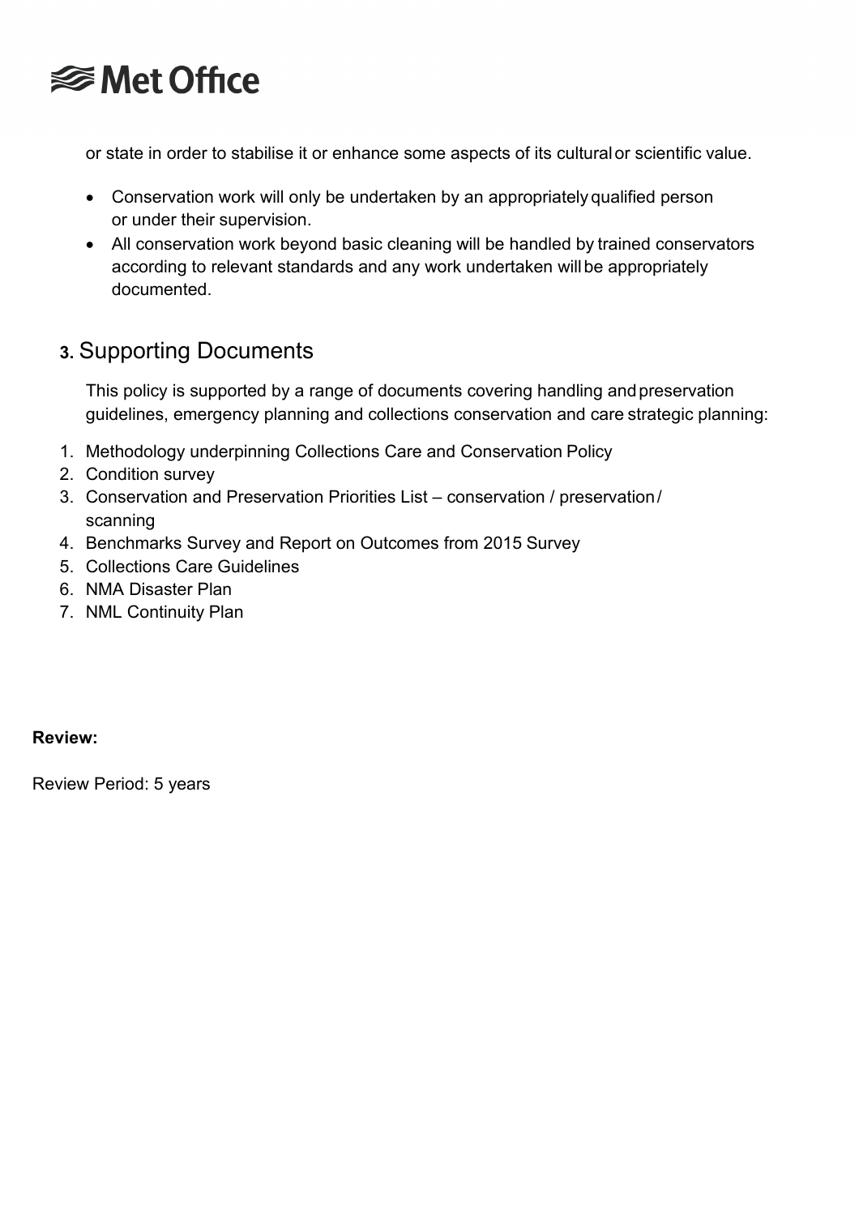or state in order to stabilise it or enhance some aspects of its cultural or scientific value.

- Conservation work will only be undertaken by an appropriately qualified person or under their supervision.
- All conservation work beyond basic cleaning will be handled by trained conservators according to relevant standards and any work undertaken will be appropriately documented.

## 3. Supporting Documents

This policy is supported by a range of documents covering handling and preservation guidelines, emergency planning and collections conservation and care strategic planning:

1. Methodology underpinning Collections Care and Conservation Policy
2. Condition survey
3. Conservation and Preservation Priorities List – conservation / preservation / scanning
4. Benchmarks Survey and Report on Outcomes from 2015 Survey
5. Collections Care Guidelines
6. NMA Disaster Plan
7. NML Continuity Plan

**Review:**

Review Period: 5 years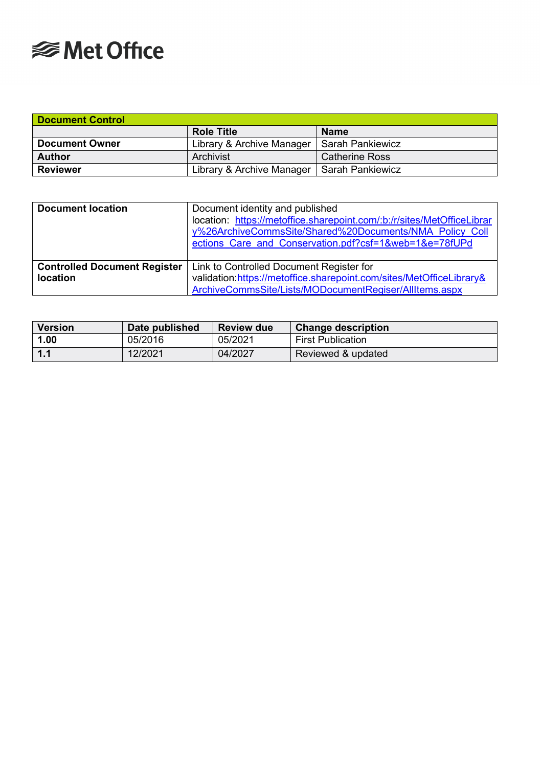Met Office

| Document Control | | |
|---|---|---|
| | **Role Title** | **Name** |
| **Document Owner** | Library & Archive Manager | Sarah Pankiewicz |
| **Author** | Archivist | Catherine Ross |
| **Reviewer** | Library & Archive Manager | Sarah Pankiewicz |

| | |
|---|---|
| **Document location** | Document identity and published location: https://metoffice.sharepoint.com/:b:/r/sites/MetOfficeLibrary%26ArchiveCommsSite/Shared%20Documents/NMA_Policy_Collections_Care_and_Conservation.pdf?csf=1&web=1&e=78fUPd |
| **Controlled Document Register location** | Link to Controlled Document Register for validation:https://metoffice.sharepoint.com/sites/MetOfficeLibrary&ArchiveCommsSite/Lists/MODocumentRegiser/AllItems.aspx |

| Version | Date published | Review due | Change description |
|---|---|---|---|
| **1.00** | 05/2016 | 05/2021 | First Publication |
| **1.1** | 12/2021 | 04/2027 | Reviewed & updated |